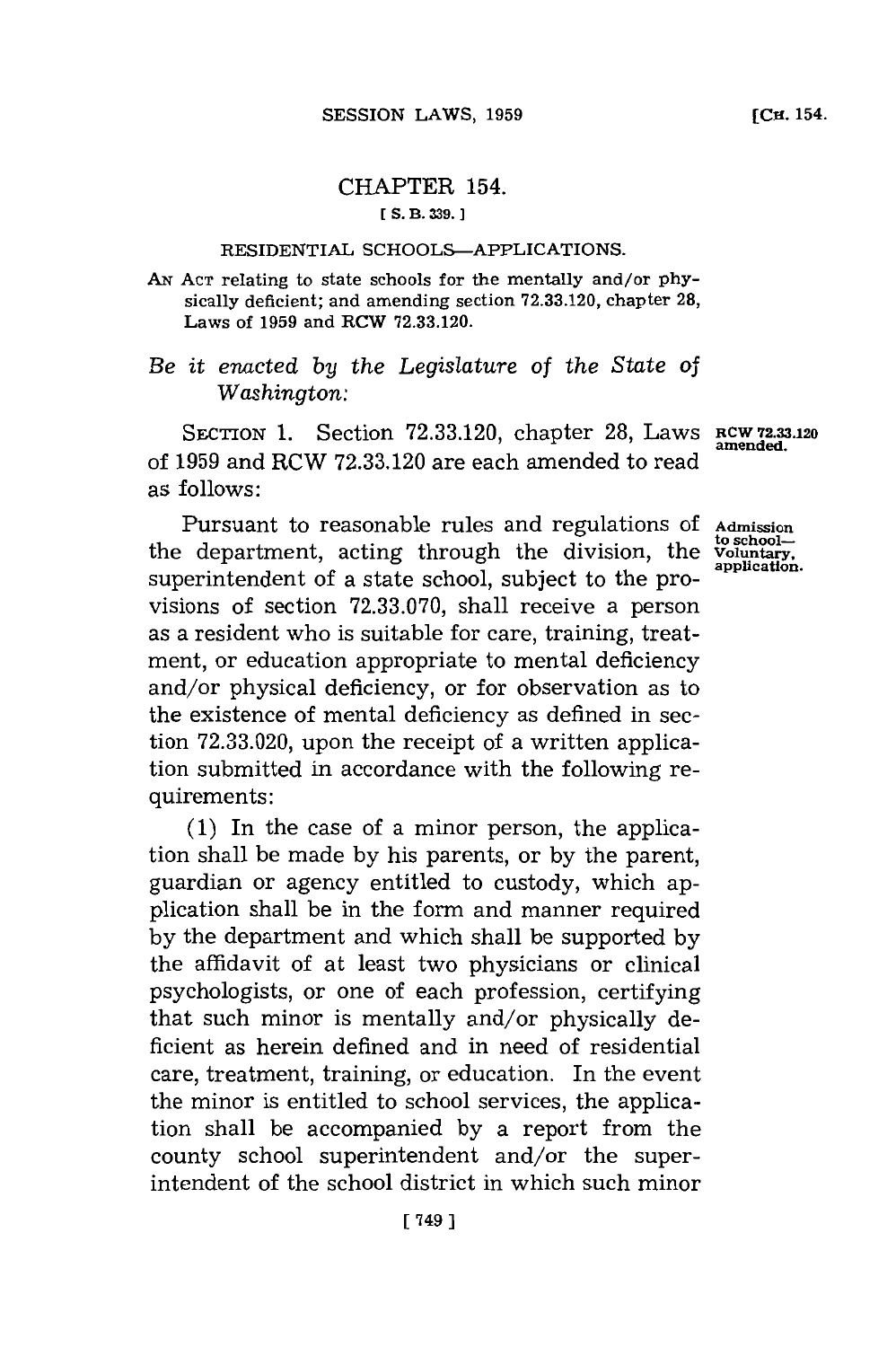# CHAPTER 154.

[ S. B. 339. ]

RESIDENTIAL SCHOOLS—APPLICATIONS.

AN ACT relating to state schools for the mentally and/or physically deficient; and amending section 72.33.120, chapter 28, Laws of 1959 and RCW 72.33.120.

*Be it enacted by the Legislature of the State of Washington:*

SECTION 1. Section 72.33.120, chapter 28, Laws of 1959 and RCW 72.33.120 are each amended to read as follows:

RCW 72.33.120 amended.

Pursuant to reasonable rules and regulations of the department, acting through the division, the superintendent of a state school, subject to the provisions of section 72.33.070, shall receive a person as a resident who is suitable for care, training, treatment, or education appropriate to mental deficiency and/or physical deficiency, or for observation as to the existence of mental deficiency as defined in section 72.33.020, upon the receipt of a written application submitted in accordance with the following requirements:

Admission to school—Voluntary, application.

(1) In the case of a minor person, the application shall be made by his parents, or by the parent, guardian or agency entitled to custody, which application shall be in the form and manner required by the department and which shall be supported by the affidavit of at least two physicians or clinical psychologists, or one of each profession, certifying that such minor is mentally and/or physically deficient as herein defined and in need of residential care, treatment, training, or education. In the event the minor is entitled to school services, the application shall be accompanied by a report from the county school superintendent and/or the superintendent of the school district in which such minor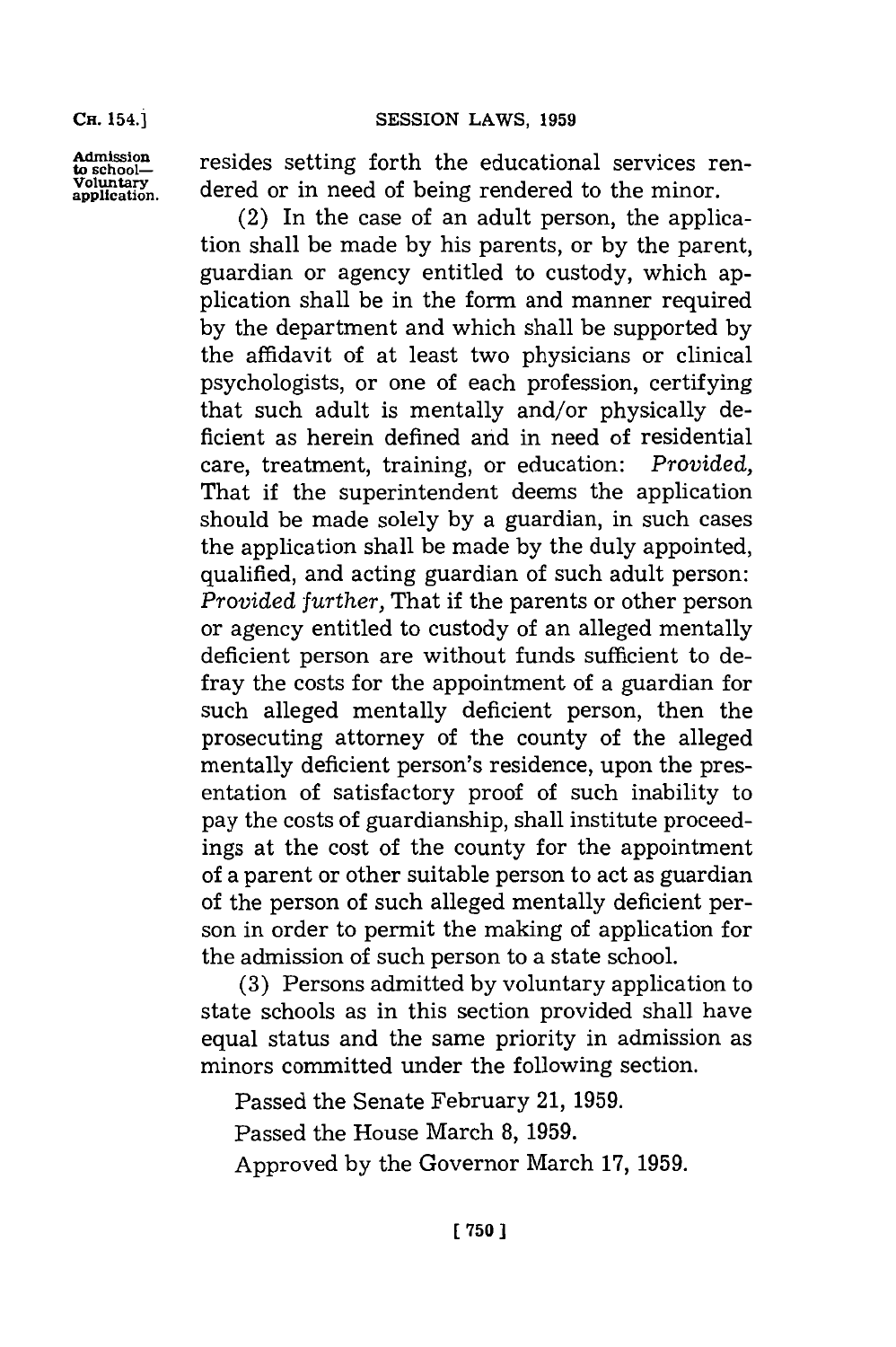resides setting forth the educational services rendered or in need of being rendered to the minor.

Admission to school—Voluntary application.

(2) In the case of an adult person, the application shall be made by his parents, or by the parent, guardian or agency entitled to custody, which application shall be in the form and manner required by the department and which shall be supported by the affidavit of at least two physicians or clinical psychologists, or one of each profession, certifying that such adult is mentally and/or physically deficient as herein defined and in need of residential care, treatment, training, or education: *Provided,* That if the superintendent deems the application should be made solely by a guardian, in such cases the application shall be made by the duly appointed, qualified, and acting guardian of such adult person: *Provided further,* That if the parents or other person or agency entitled to custody of an alleged mentally deficient person are without funds sufficient to defray the costs for the appointment of a guardian for such alleged mentally deficient person, then the prosecuting attorney of the county of the alleged mentally deficient person's residence, upon the presentation of satisfactory proof of such inability to pay the costs of guardianship, shall institute proceedings at the cost of the county for the appointment of a parent or other suitable person to act as guardian of the person of such alleged mentally deficient person in order to permit the making of application for the admission of such person to a state school.

(3) Persons admitted by voluntary application to state schools as in this section provided shall have equal status and the same priority in admission as minors committed under the following section.

Passed the Senate February 21, 1959.

Passed the House March 8, 1959.

Approved by the Governor March 17, 1959.